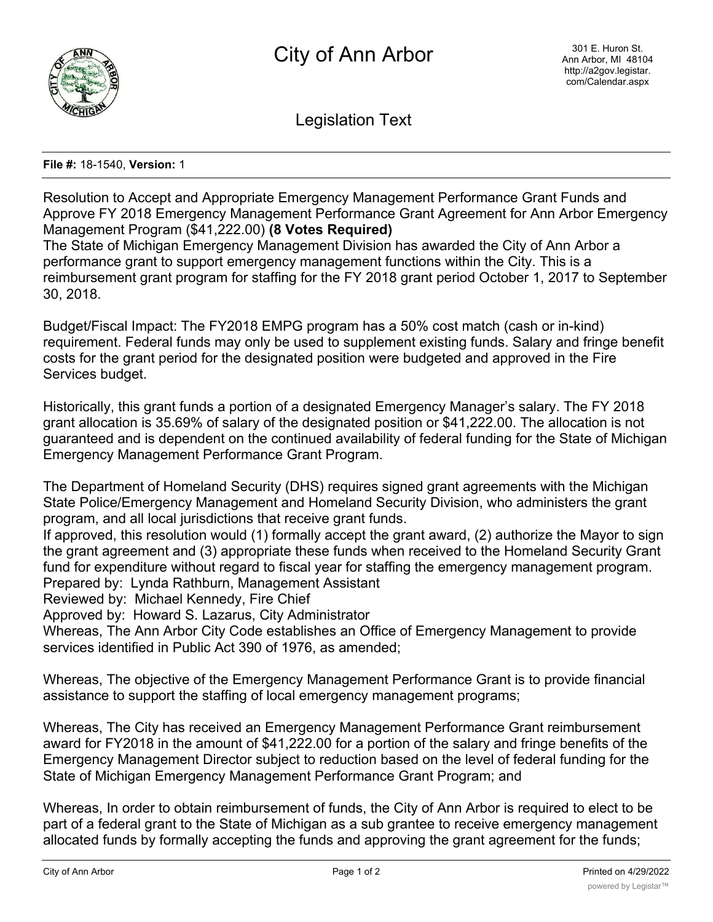# City of Ann Arbor

301 E. Huron St.
Ann Arbor, MI 48104
http://a2gov.legistar.com/Calendar.aspx

## Legislation Text

**File #:** 18-1540, **Version:** 1

Resolution to Accept and Appropriate Emergency Management Performance Grant Funds and Approve FY 2018 Emergency Management Performance Grant Agreement for Ann Arbor Emergency Management Program ($41,222.00) **(8 Votes Required)**

The State of Michigan Emergency Management Division has awarded the City of Ann Arbor a performance grant to support emergency management functions within the City. This is a reimbursement grant program for staffing for the FY 2018 grant period October 1, 2017 to September 30, 2018.

Budget/Fiscal Impact: The FY2018 EMPG program has a 50% cost match (cash or in-kind) requirement. Federal funds may only be used to supplement existing funds. Salary and fringe benefit costs for the grant period for the designated position were budgeted and approved in the Fire Services budget.

Historically, this grant funds a portion of a designated Emergency Manager's salary. The FY 2018 grant allocation is 35.69% of salary of the designated position or $41,222.00. The allocation is not guaranteed and is dependent on the continued availability of federal funding for the State of Michigan Emergency Management Performance Grant Program.

The Department of Homeland Security (DHS) requires signed grant agreements with the Michigan State Police/Emergency Management and Homeland Security Division, who administers the grant program, and all local jurisdictions that receive grant funds.

If approved, this resolution would (1) formally accept the grant award, (2) authorize the Mayor to sign the grant agreement and (3) appropriate these funds when received to the Homeland Security Grant fund for expenditure without regard to fiscal year for staffing the emergency management program.

Prepared by: Lynda Rathburn, Management Assistant

Reviewed by: Michael Kennedy, Fire Chief

Approved by: Howard S. Lazarus, City Administrator

Whereas, The Ann Arbor City Code establishes an Office of Emergency Management to provide services identified in Public Act 390 of 1976, as amended;

Whereas, The objective of the Emergency Management Performance Grant is to provide financial assistance to support the staffing of local emergency management programs;

Whereas, The City has received an Emergency Management Performance Grant reimbursement award for FY2018 in the amount of $41,222.00 for a portion of the salary and fringe benefits of the Emergency Management Director subject to reduction based on the level of federal funding for the State of Michigan Emergency Management Performance Grant Program; and

Whereas, In order to obtain reimbursement of funds, the City of Ann Arbor is required to elect to be part of a federal grant to the State of Michigan as a sub grantee to receive emergency management allocated funds by formally accepting the funds and approving the grant agreement for the funds;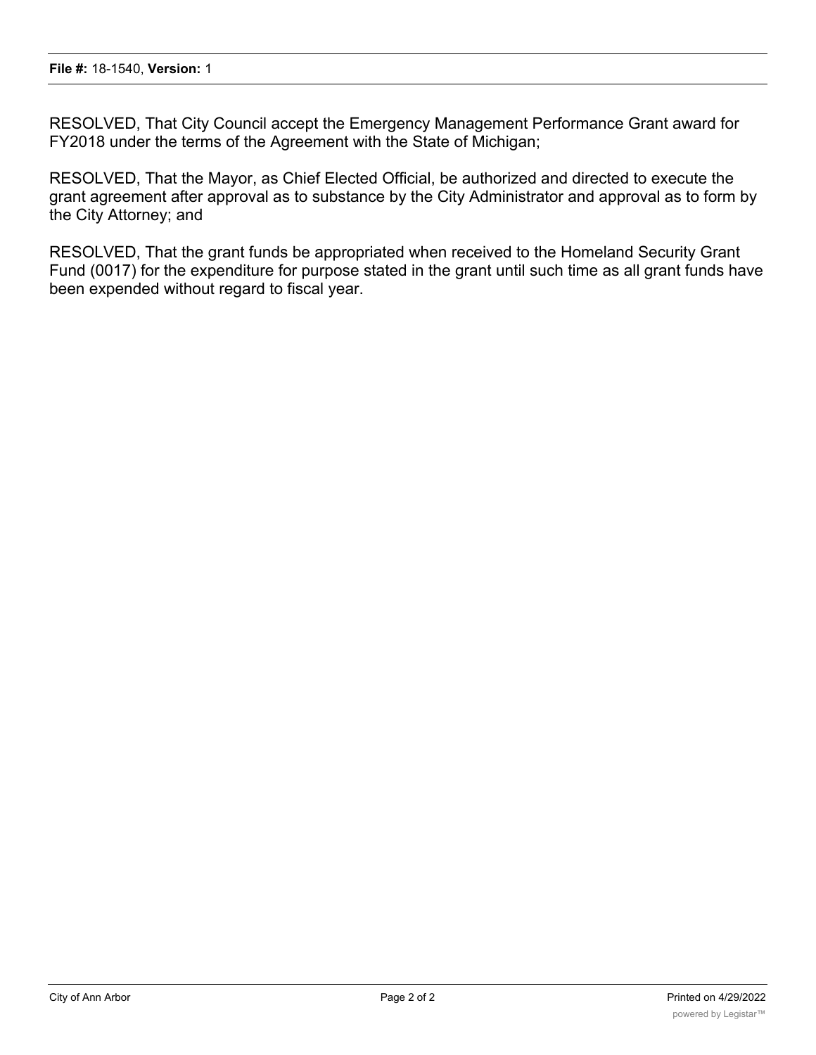RESOLVED, That City Council accept the Emergency Management Performance Grant award for FY2018 under the terms of the Agreement with the State of Michigan;

RESOLVED, That the Mayor, as Chief Elected Official, be authorized and directed to execute the grant agreement after approval as to substance by the City Administrator and approval as to form by the City Attorney; and

RESOLVED, That the grant funds be appropriated when received to the Homeland Security Grant Fund (0017) for the expenditure for purpose stated in the grant until such time as all grant funds have been expended without regard to fiscal year.